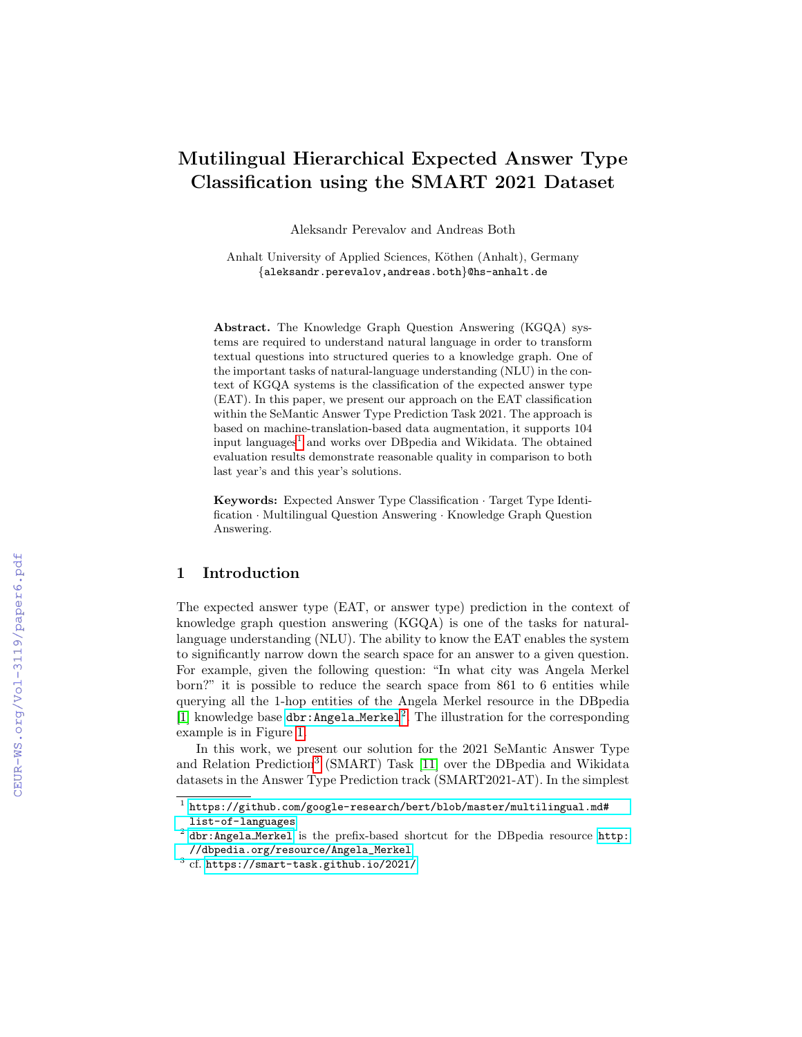# Mutilingual Hierarchical Expected Answer Type Classification using the SMART 2021 Dataset

Aleksandr Perevalov and Andreas Both

Anhalt University of Applied Sciences, Köthen (Anhalt), Germany
{aleksandr.perevalov,andreas.both}@hs-anhalt.de

**Abstract.** The Knowledge Graph Question Answering (KGQA) systems are required to understand natural language in order to transform textual questions into structured queries to a knowledge graph. One of the important tasks of natural-language understanding (NLU) in the context of KGQA systems is the classification of the expected answer type (EAT). In this paper, we present our approach on the EAT classification within the SeMantic Answer Type Prediction Task 2021. The approach is based on machine-translation-based data augmentation, it supports 104 input languages[1] and works over DBpedia and Wikidata. The obtained evaluation results demonstrate reasonable quality in comparison to both last year's and this year's solutions.

**Keywords:** Expected Answer Type Classification · Target Type Identification · Multilingual Question Answering · Knowledge Graph Question Answering.

## 1 Introduction

The expected answer type (EAT, or answer type) prediction in the context of knowledge graph question answering (KGQA) is one of the tasks for natural-language understanding (NLU). The ability to know the EAT enables the system to significantly narrow down the search space for an answer to a given question. For example, given the following question: "In what city was Angela Merkel born?" it is possible to reduce the search space from 861 to 6 entities while querying all the 1-hop entities of the Angela Merkel resource in the DBpedia [1] knowledge base `dbr:Angela_Merkel`[2]. The illustration for the corresponding example is in Figure 1.

In this work, we present our solution for the 2021 SeMantic Answer Type and Relation Prediction[3] (SMART) Task [11] over the DBpedia and Wikidata datasets in the Answer Type Prediction track (SMART2021-AT). In the simplest

[1] https://github.com/google-research/bert/blob/master/multilingual.md#list-of-languages

[2] `dbr:Angela_Merkel` is the prefix-based shortcut for the DBpedia resource http://dbpedia.org/resource/Angela_Merkel

[3] cf. https://smart-task.github.io/2021/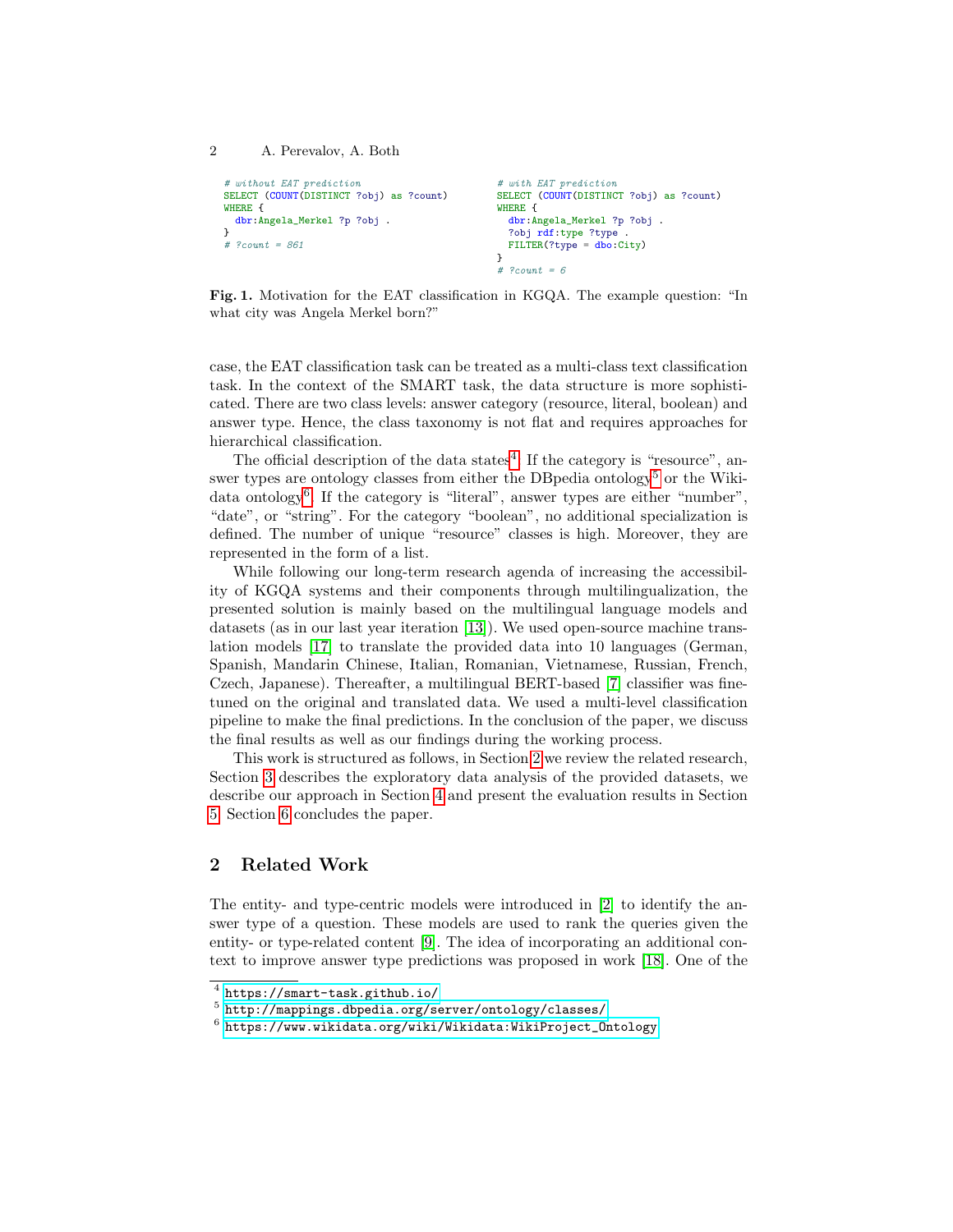```
# without EAT prediction
SELECT (COUNT(DISTINCT ?obj) as ?count)
WHERE {
  dbr:Angela_Merkel ?p ?obj .
}
# ?count = 861
```

```
# with EAT prediction
SELECT (COUNT(DISTINCT ?obj) as ?count)
WHERE {
  dbr:Angela_Merkel ?p ?obj .
  ?obj rdf:type ?type .
  FILTER(?type = dbo:City)
}
# ?count = 6
```

**Fig. 1.** Motivation for the EAT classification in KGQA. The example question: "In what city was Angela Merkel born?"

case, the EAT classification task can be treated as a multi-class text classification task. In the context of the SMART task, the data structure is more sophisticated. There are two class levels: answer category (resource, literal, boolean) and answer type. Hence, the class taxonomy is not flat and requires approaches for hierarchical classification.

The official description of the data states[4]: If the category is "resource", answer types are ontology classes from either the DBpedia ontology[5] or the Wikidata ontology[6]. If the category is "literal", answer types are either "number", "date", or "string". For the category "boolean", no additional specialization is defined. The number of unique "resource" classes is high. Moreover, they are represented in the form of a list.

While following our long-term research agenda of increasing the accessibility of KGQA systems and their components through multilingualization, the presented solution is mainly based on the multilingual language models and datasets (as in our last year iteration [13]). We used open-source machine translation models [17] to translate the provided data into 10 languages (German, Spanish, Mandarin Chinese, Italian, Romanian, Vietnamese, Russian, French, Czech, Japanese). Thereafter, a multilingual BERT-based [7] classifier was fine-tuned on the original and translated data. We used a multi-level classification pipeline to make the final predictions. In the conclusion of the paper, we discuss the final results as well as our findings during the working process.

This work is structured as follows, in Section 2 we review the related research, Section 3 describes the exploratory data analysis of the provided datasets, we describe our approach in Section 4 and present the evaluation results in Section 5. Section 6 concludes the paper.

## 2 Related Work

The entity- and type-centric models were introduced in [2] to identify the answer type of a question. These models are used to rank the queries given the entity- or type-related content [9]. The idea of incorporating an additional context to improve answer type predictions was proposed in work [18]. One of the

[4] https://smart-task.github.io/

[5] http://mappings.dbpedia.org/server/ontology/classes/

[6] https://www.wikidata.org/wiki/Wikidata:WikiProject_Ontology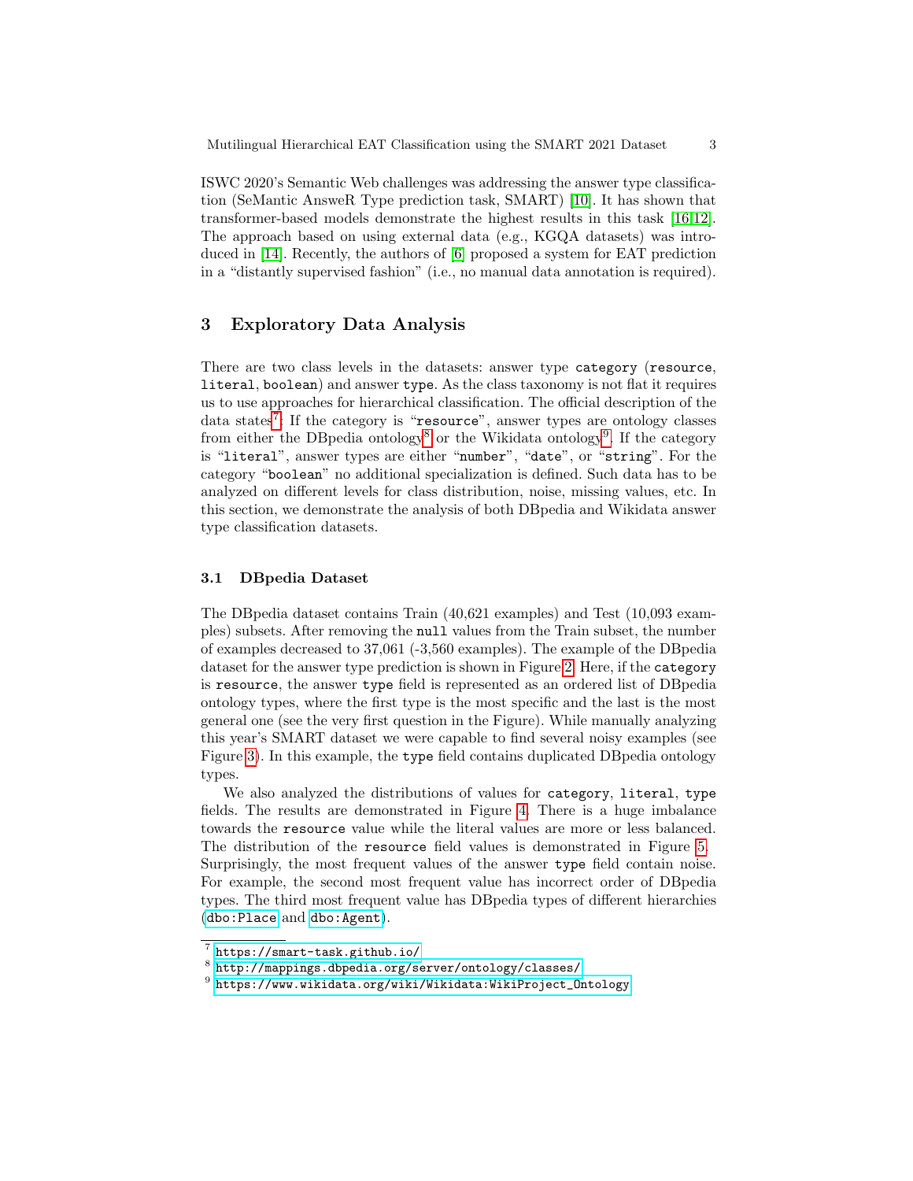ISWC 2020's Semantic Web challenges was addressing the answer type classification (SeMantic AnsweR Type prediction task, SMART) [10]. It has shown that transformer-based models demonstrate the highest results in this task [16,12]. The approach based on using external data (e.g., KGQA datasets) was introduced in [14]. Recently, the authors of [6] proposed a system for EAT prediction in a "distantly supervised fashion" (i.e., no manual data annotation is required).

## 3 Exploratory Data Analysis

There are two class levels in the datasets: answer type `category` (`resource`, `literal`, `boolean`) and answer `type`. As the class taxonomy is not flat it requires us to use approaches for hierarchical classification. The official description of the data states[7]: If the category is "`resource`", answer types are ontology classes from either the DBpedia ontology[8] or the Wikidata ontology[9]. If the category is "`literal`", answer types are either "`number`", "`date`", or "`string`". For the category "`boolean`" no additional specialization is defined. Such data has to be analyzed on different levels for class distribution, noise, missing values, etc. In this section, we demonstrate the analysis of both DBpedia and Wikidata answer type classification datasets.

### 3.1 DBpedia Dataset

The DBpedia dataset contains Train (40,621 examples) and Test (10,093 examples) subsets. After removing the `null` values from the Train subset, the number of examples decreased to 37,061 (-3,560 examples). The example of the DBpedia dataset for the answer type prediction is shown in Figure 2. Here, if the `category` is `resource`, the answer `type` field is represented as an ordered list of DBpedia ontology types, where the first type is the most specific and the last is the most general one (see the very first question in the Figure). While manually analyzing this year's SMART dataset we were capable to find several noisy examples (see Figure 3). In this example, the `type` field contains duplicated DBpedia ontology types.

We also analyzed the distributions of values for `category`, `literal`, `type` fields. The results are demonstrated in Figure 4. There is a huge imbalance towards the `resource` value while the literal values are more or less balanced. The distribution of the `resource` field values is demonstrated in Figure 5. Surprisingly, the most frequent values of the answer `type` field contain noise. For example, the second most frequent value has incorrect order of DBpedia types. The third most frequent value has DBpedia types of different hierarchies (`dbo:Place` and `dbo:Agent`).

[7] https://smart-task.github.io/

[8] http://mappings.dbpedia.org/server/ontology/classes/

[9] https://www.wikidata.org/wiki/Wikidata:WikiProject_Ontology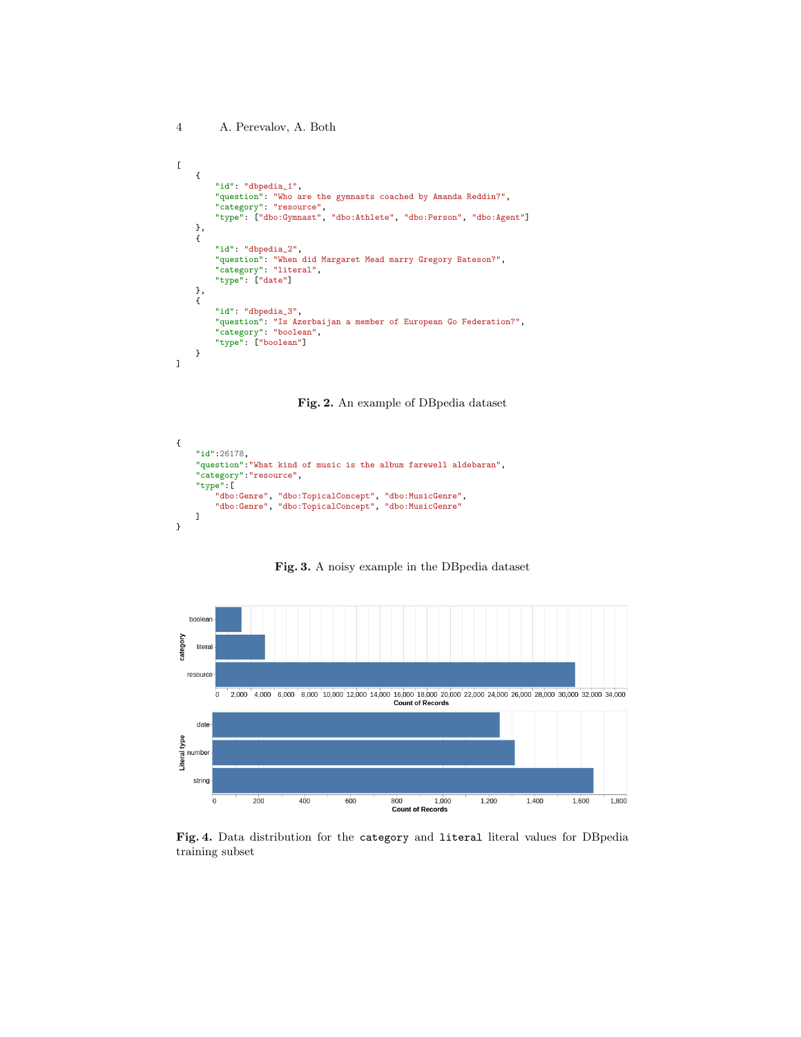```
[
    {
        "id": "dbpedia_1",
        "question": "Who are the gymnasts coached by Amanda Reddin?",
        "category": "resource",
        "type": ["dbo:Gymnast", "dbo:Athlete", "dbo:Person", "dbo:Agent"]
    },
    {
        "id": "dbpedia_2",
        "question": "When did Margaret Mead marry Gregory Bateson?",
        "category": "literal",
        "type": ["date"]
    },
    {
        "id": "dbpedia_3",
        "question": "Is Azerbaijan a member of European Go Federation?",
        "category": "boolean",
        "type": ["boolean"]
    }
]
```

**Fig. 2.** An example of DBpedia dataset

```
{
    "id":26178,
    "question":"What kind of music is the album farewell aldebaran",
    "category":"resource",
    "type":[
        "dbo:Genre", "dbo:TopicalConcept", "dbo:MusicGenre",
        "dbo:Genre", "dbo:TopicalConcept", "dbo:MusicGenre"
    ]
}
```

**Fig. 3.** A noisy example in the DBpedia dataset

**Fig. 4.** Data distribution for the `category` and `literal` literal values for DBpedia training subset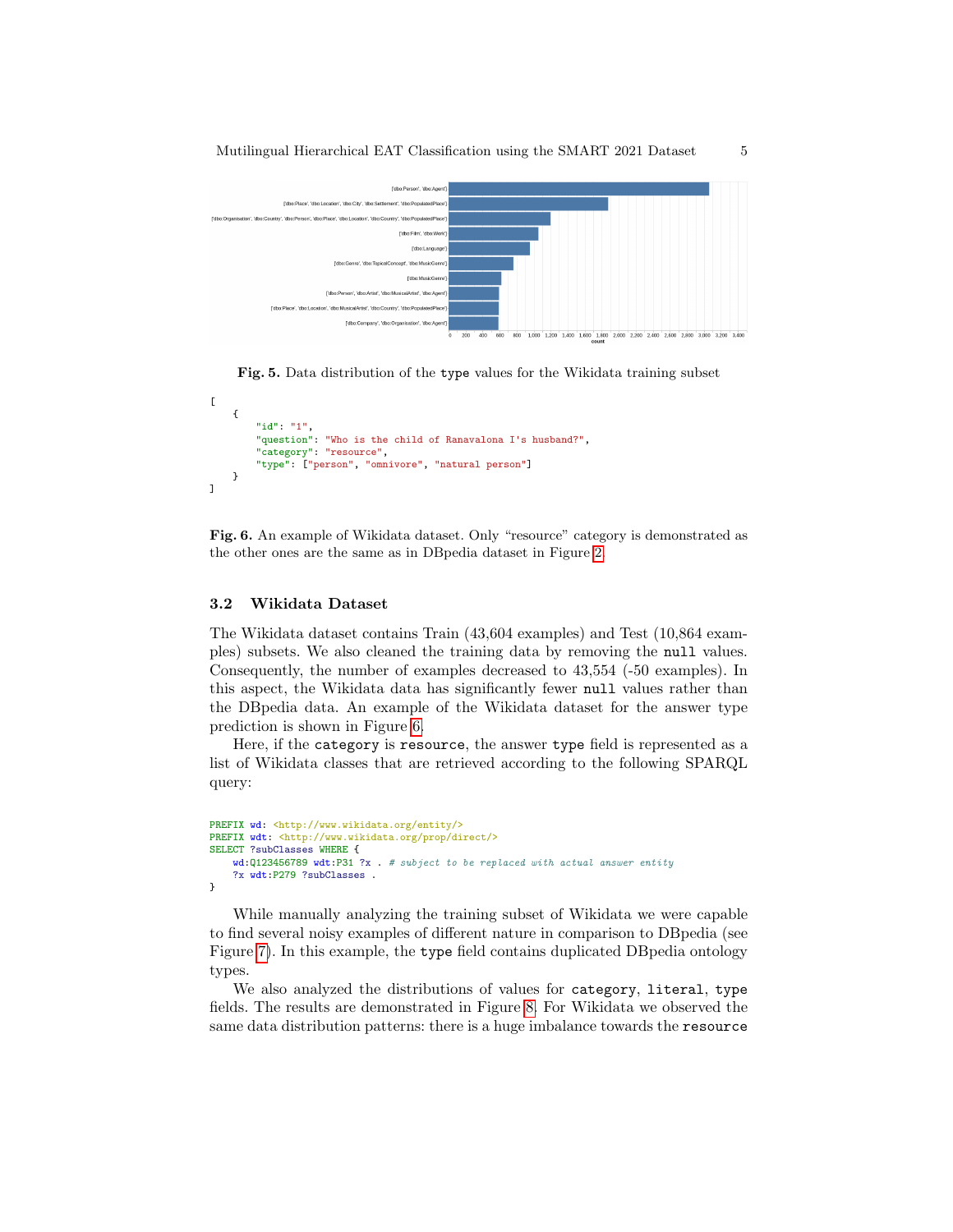Fig. 5. Data distribution of the `type` values for the Wikidata training subset

```
[
    {
        "id": "1",
        "question": "Who is the child of Ranavalona I's husband?",
        "category": "resource",
        "type": ["person", "omnivore", "natural person"]
    }
]
```

Fig. 6. An example of Wikidata dataset. Only "resource" category is demonstrated as the other ones are the same as in DBpedia dataset in Figure 2.

### 3.2 Wikidata Dataset

The Wikidata dataset contains Train (43,604 examples) and Test (10,864 examples) subsets. We also cleaned the training data by removing the `null` values. Consequently, the number of examples decreased to 43,554 (-50 examples). In this aspect, the Wikidata data has significantly fewer `null` values rather than the DBpedia data. An example of the Wikidata dataset for the answer type prediction is shown in Figure 6.

Here, if the `category` is `resource`, the answer `type` field is represented as a list of Wikidata classes that are retrieved according to the following SPARQL query:

```
PREFIX wd: <http://www.wikidata.org/entity/>
PREFIX wdt: <http://www.wikidata.org/prop/direct/>
SELECT ?subClasses WHERE {
    wd:Q123456789 wdt:P31 ?x . # subject to be replaced with actual answer entity
    ?x wdt:P279 ?subClasses .
}
```

While manually analyzing the training subset of Wikidata we were capable to find several noisy examples of different nature in comparison to DBpedia (see Figure 7). In this example, the `type` field contains duplicated DBpedia ontology types.

We also analyzed the distributions of values for `category`, `literal`, `type` fields. The results are demonstrated in Figure 8. For Wikidata we observed the same data distribution patterns: there is a huge imbalance towards the `resource`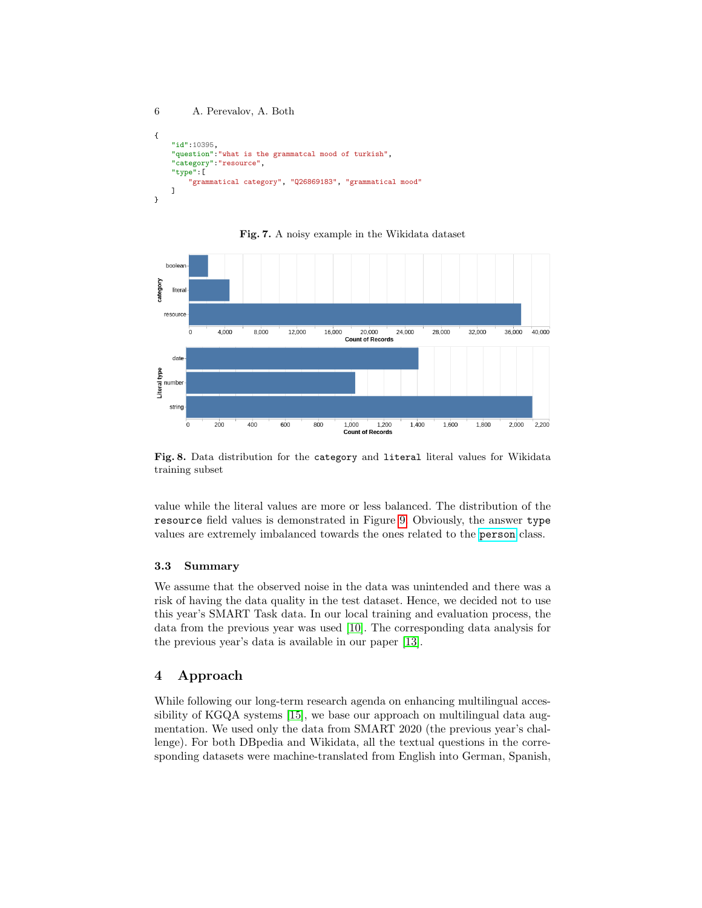```
{
    "id":10395,
    "question":"what is the grammatcal mood of turkish",
    "category":"resource",
    "type":[
        "grammatical category", "Q26869183", "grammatical mood"
    ]
}
```

**Fig. 7.** A noisy example in the Wikidata dataset

**Fig. 8.** Data distribution for the `category` and `literal` literal values for Wikidata training subset

value while the literal values are more or less balanced. The distribution of the `resource` field values is demonstrated in Figure 9. Obviously, the answer `type` values are extremely imbalanced towards the ones related to the `person` class.

### 3.3 Summary

We assume that the observed noise in the data was unintended and there was a risk of having the data quality in the test dataset. Hence, we decided not to use this year's SMART Task data. In our local training and evaluation process, the data from the previous year was used [10]. The corresponding data analysis for the previous year's data is available in our paper [13].

## 4 Approach

While following our long-term research agenda on enhancing multilingual accessibility of KGQA systems [15], we base our approach on multilingual data augmentation. We used only the data from SMART 2020 (the previous year's challenge). For both DBpedia and Wikidata, all the textual questions in the corresponding datasets were machine-translated from English into German, Spanish,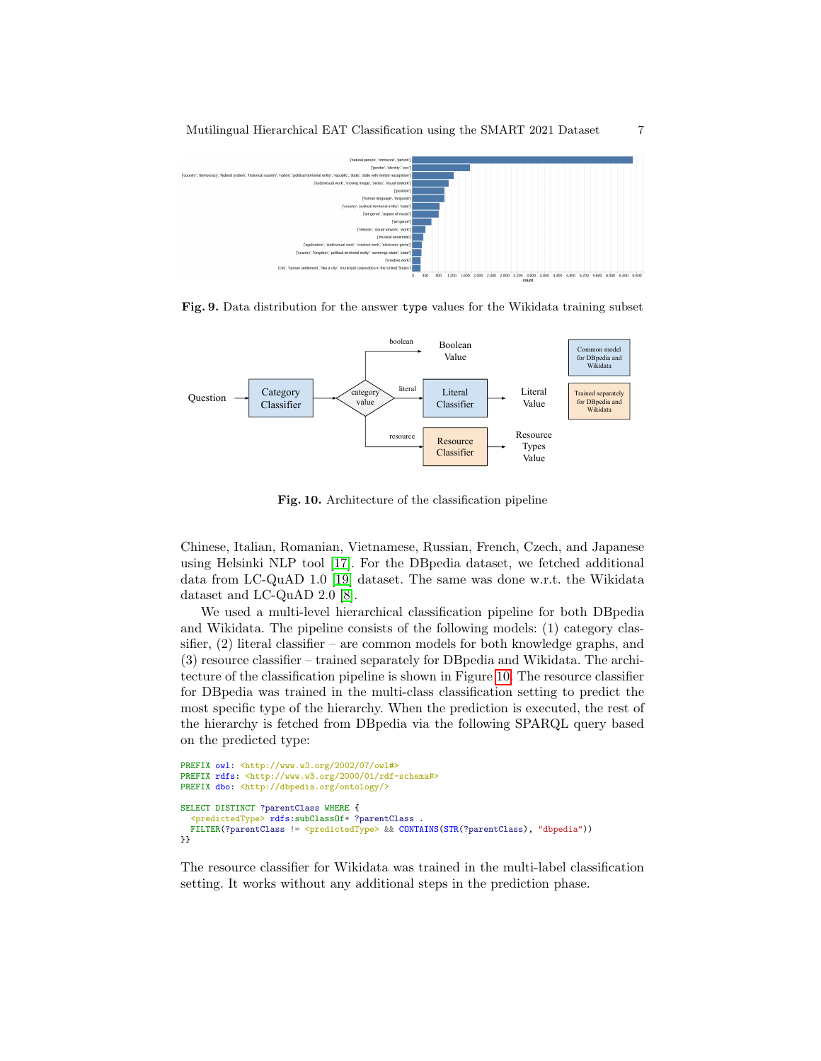Fig. 9. Data distribution for the answer `type` values for the Wikidata training subset

Fig. 10. Architecture of the classification pipeline

Chinese, Italian, Romanian, Vietnamese, Russian, French, Czech, and Japanese using Helsinki NLP tool [17]. For the DBpedia dataset, we fetched additional data from LC-QuAD 1.0 [19] dataset. The same was done w.r.t. the Wikidata dataset and LC-QuAD 2.0 [8].

We used a multi-level hierarchical classification pipeline for both DBpedia and Wikidata. The pipeline consists of the following models: (1) category classifier, (2) literal classifier – are common models for both knowledge graphs, and (3) resource classifier – trained separately for DBpedia and Wikidata. The architecture of the classification pipeline is shown in Figure 10. The resource classifier for DBpedia was trained in the multi-class classification setting to predict the most specific type of the hierarchy. When the prediction is executed, the rest of the hierarchy is fetched from DBpedia via the following SPARQL query based on the predicted type:

```
PREFIX owl: <http://www.w3.org/2002/07/owl#>
PREFIX rdfs: <http://www.w3.org/2000/01/rdf-schema#>
PREFIX dbo: <http://dbpedia.org/ontology/>

SELECT DISTINCT ?parentClass WHERE {
  <predictedType> rdfs:subClassOf* ?parentClass .
  FILTER(?parentClass != <predictedType> && CONTAINS(STR(?parentClass), "dbpedia"))
}}
```

The resource classifier for Wikidata was trained in the multi-label classification setting. It works without any additional steps in the prediction phase.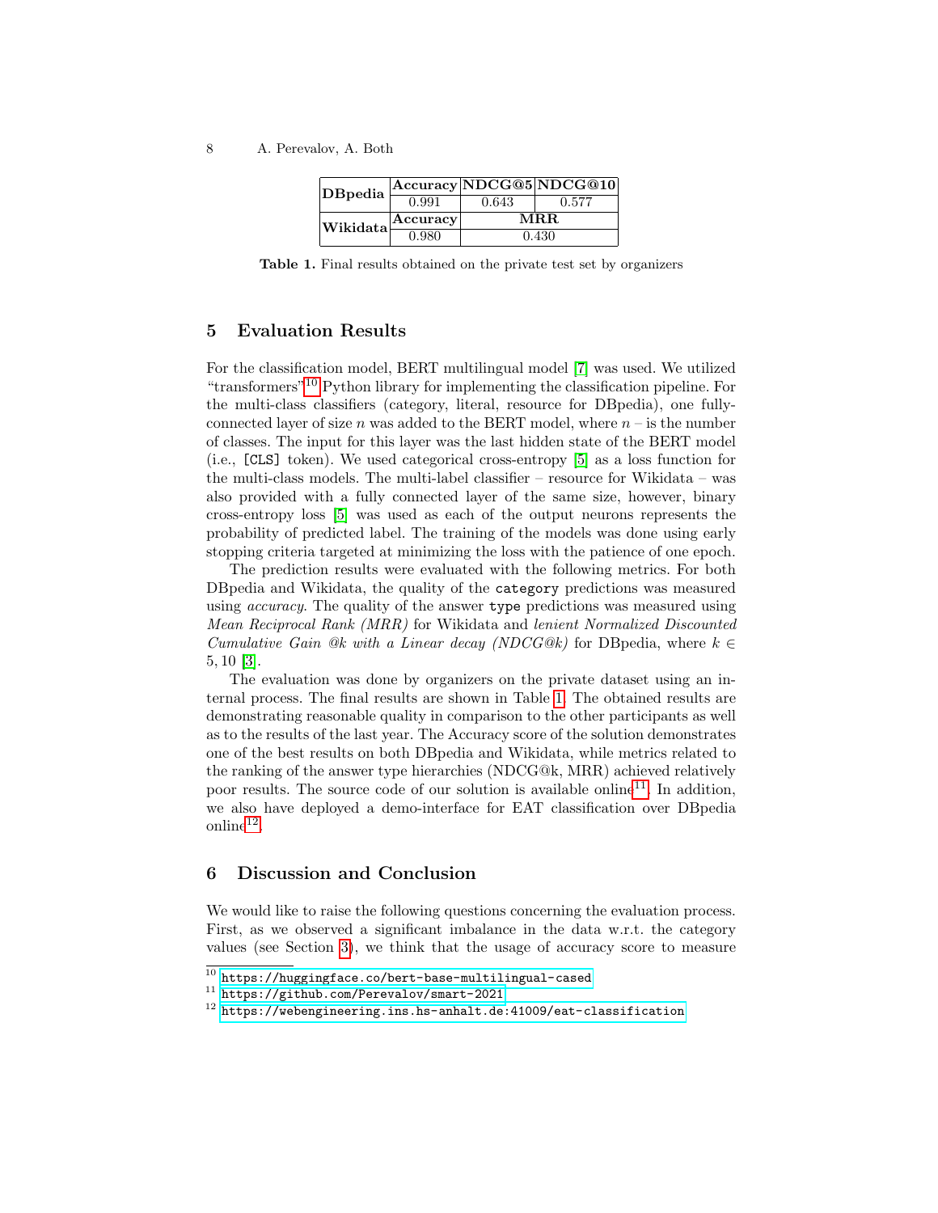| DBpedia | Accuracy | NDCG@5 | NDCG@10 |
|---|---|---|---|
| | 0.991 | 0.643 | 0.577 |
| **Wikidata** | **Accuracy** | **MRR** | |
| | 0.980 | 0.430 | |

**Table 1.** Final results obtained on the private test set by organizers

## 5 Evaluation Results

For the classification model, BERT multilingual model [7] was used. We utilized "transformers"[10] Python library for implementing the classification pipeline. For the multi-class classifiers (category, literal, resource for DBpedia), one fully-connected layer of size $n$ was added to the BERT model, where $n$ – is the number of classes. The input for this layer was the last hidden state of the BERT model (i.e., `[CLS]` token). We used categorical cross-entropy [5] as a loss function for the multi-class models. The multi-label classifier – resource for Wikidata – was also provided with a fully connected layer of the same size, however, binary cross-entropy loss [5] was used as each of the output neurons represents the probability of predicted label. The training of the models was done using early stopping criteria targeted at minimizing the loss with the patience of one epoch.

The prediction results were evaluated with the following metrics. For both DBpedia and Wikidata, the quality of the `category` predictions was measured using *accuracy*. The quality of the answer `type` predictions was measured using *Mean Reciprocal Rank (MRR)* for Wikidata and *lenient Normalized Discounted Cumulative Gain @k with a Linear decay (NDCG@k)* for DBpedia, where $k \in 5, 10$ [3].

The evaluation was done by organizers on the private dataset using an internal process. The final results are shown in Table 1. The obtained results are demonstrating reasonable quality in comparison to the other participants as well as to the results of the last year. The Accuracy score of the solution demonstrates one of the best results on both DBpedia and Wikidata, while metrics related to the ranking of the answer type hierarchies (NDCG@k, MRR) achieved relatively poor results. The source code of our solution is available online[11]. In addition, we also have deployed a demo-interface for EAT classification over DBpedia online[12].

## 6 Discussion and Conclusion

We would like to raise the following questions concerning the evaluation process. First, as we observed a significant imbalance in the data w.r.t. the category values (see Section 3), we think that the usage of accuracy score to measure

[10] https://huggingface.co/bert-base-multilingual-cased

[11] https://github.com/Perevalov/smart-2021

[12] https://webengineering.ins.hs-anhalt.de:41009/eat-classification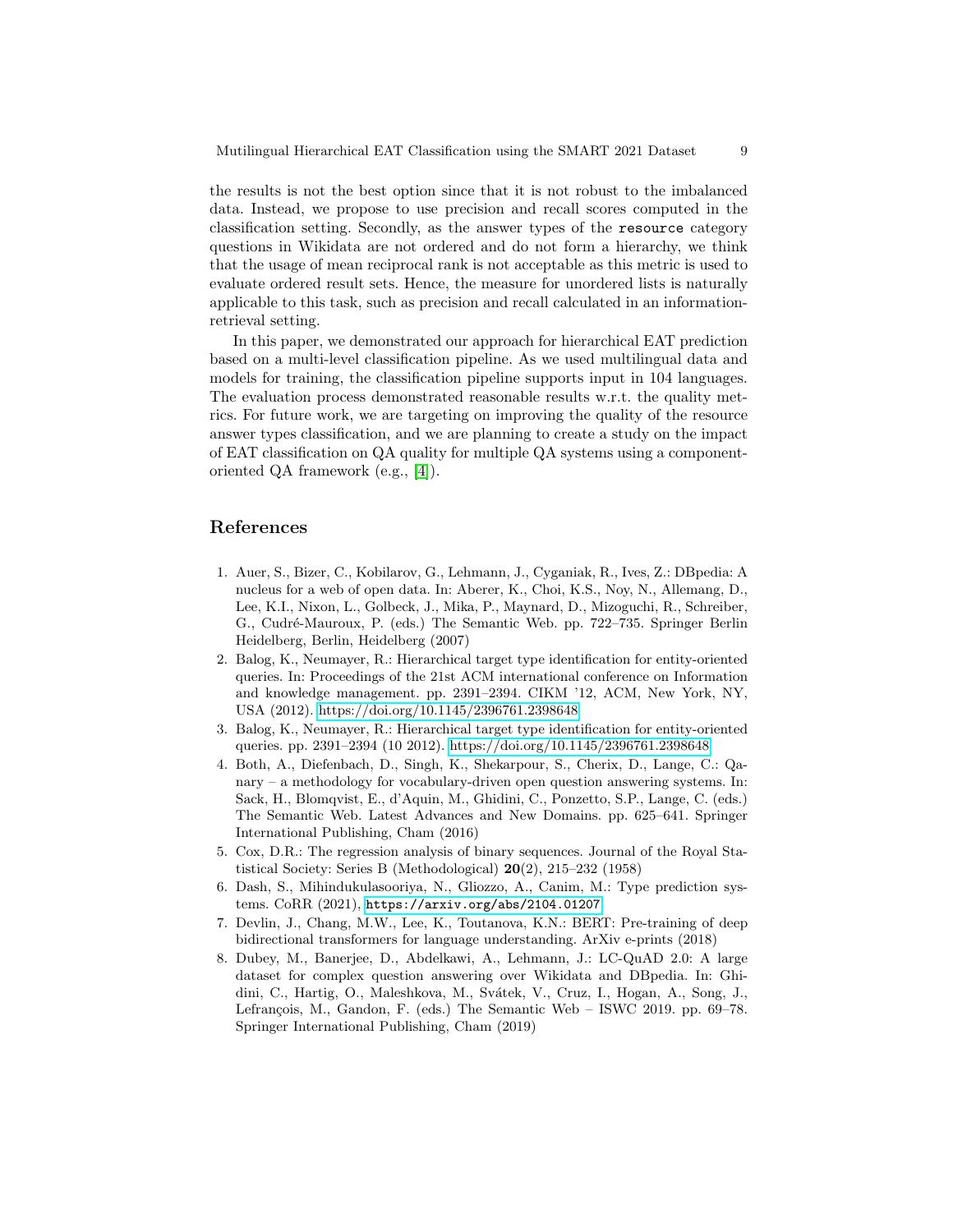the results is not the best option since that it is not robust to the imbalanced data. Instead, we propose to use precision and recall scores computed in the classification setting. Secondly, as the answer types of the `resource` category questions in Wikidata are not ordered and do not form a hierarchy, we think that the usage of mean reciprocal rank is not acceptable as this metric is used to evaluate ordered result sets. Hence, the measure for unordered lists is naturally applicable to this task, such as precision and recall calculated in an information-retrieval setting.

In this paper, we demonstrated our approach for hierarchical EAT prediction based on a multi-level classification pipeline. As we used multilingual data and models for training, the classification pipeline supports input in 104 languages. The evaluation process demonstrated reasonable results w.r.t. the quality metrics. For future work, we are targeting on improving the quality of the resource answer types classification, and we are planning to create a study on the impact of EAT classification on QA quality for multiple QA systems using a component-oriented QA framework (e.g., [4]).

## References

1. Auer, S., Bizer, C., Kobilarov, G., Lehmann, J., Cyganiak, R., Ives, Z.: DBpedia: A nucleus for a web of open data. In: Aberer, K., Choi, K.S., Noy, N., Allemang, D., Lee, K.I., Nixon, L., Golbeck, J., Mika, P., Maynard, D., Mizoguchi, R., Schreiber, G., Cudré-Mauroux, P. (eds.) The Semantic Web. pp. 722–735. Springer Berlin Heidelberg, Berlin, Heidelberg (2007)
2. Balog, K., Neumayer, R.: Hierarchical target type identification for entity-oriented queries. In: Proceedings of the 21st ACM international conference on Information and knowledge management. pp. 2391–2394. CIKM '12, ACM, New York, NY, USA (2012). https://doi.org/10.1145/2396761.2398648
3. Balog, K., Neumayer, R.: Hierarchical target type identification for entity-oriented queries. pp. 2391–2394 (10 2012). https://doi.org/10.1145/2396761.2398648
4. Both, A., Diefenbach, D., Singh, K., Shekarpour, S., Cherix, D., Lange, C.: Qanary – a methodology for vocabulary-driven open question answering systems. In: Sack, H., Blomqvist, E., d'Aquin, M., Ghidini, C., Ponzetto, S.P., Lange, C. (eds.) The Semantic Web. Latest Advances and New Domains. pp. 625–641. Springer International Publishing, Cham (2016)
5. Cox, D.R.: The regression analysis of binary sequences. Journal of the Royal Statistical Society: Series B (Methodological) **20**(2), 215–232 (1958)
6. Dash, S., Mihindukulasooriya, N., Gliozzo, A., Canim, M.: Type prediction systems. CoRR (2021), `https://arxiv.org/abs/2104.01207`
7. Devlin, J., Chang, M.W., Lee, K., Toutanova, K.N.: BERT: Pre-training of deep bidirectional transformers for language understanding. ArXiv e-prints (2018)
8. Dubey, M., Banerjee, D., Abdelkawi, A., Lehmann, J.: LC-QuAD 2.0: A large dataset for complex question answering over Wikidata and DBpedia. In: Ghidini, C., Hartig, O., Maleshkova, M., Svátek, V., Cruz, I., Hogan, A., Song, J., Lefrançois, M., Gandon, F. (eds.) The Semantic Web – ISWC 2019. pp. 69–78. Springer International Publishing, Cham (2019)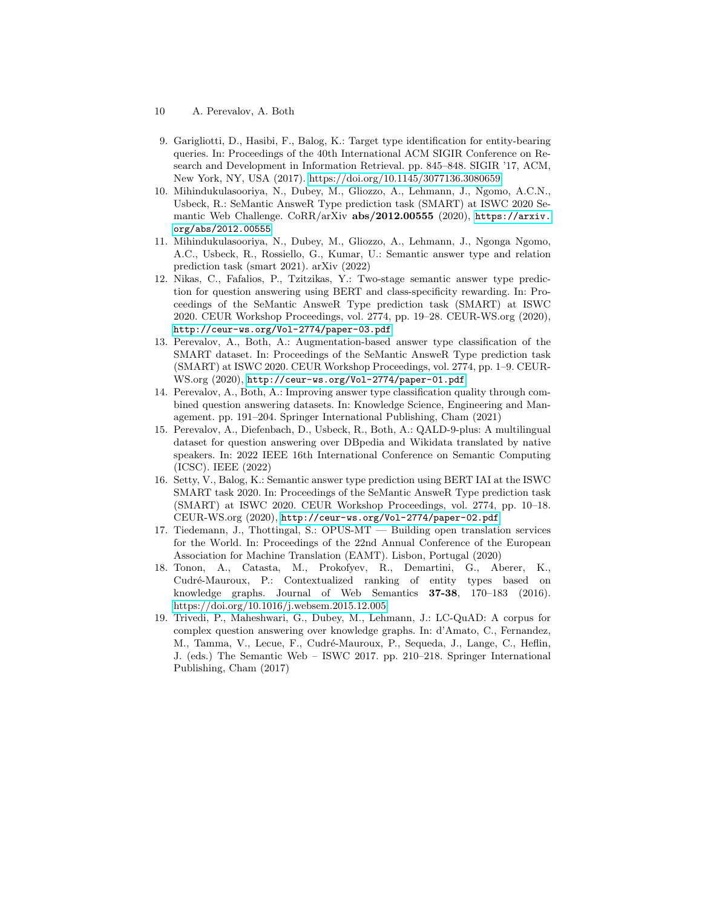9. Garigliotti, D., Hasibi, F., Balog, K.: Target type identification for entity-bearing queries. In: Proceedings of the 40th International ACM SIGIR Conference on Research and Development in Information Retrieval. pp. 845–848. SIGIR '17, ACM, New York, NY, USA (2017). https://doi.org/10.1145/3077136.3080659
10. Mihindukulasooriya, N., Dubey, M., Gliozzo, A., Lehmann, J., Ngomo, A.C.N., Usbeck, R.: SeMantic AnsweR Type prediction task (SMART) at ISWC 2020 Semantic Web Challenge. CoRR/arXiv **abs/2012.00555** (2020), https://arxiv.org/abs/2012.00555
11. Mihindukulasooriya, N., Dubey, M., Gliozzo, A., Lehmann, J., Ngonga Ngomo, A.C., Usbeck, R., Rossiello, G., Kumar, U.: Semantic answer type and relation prediction task (smart 2021). arXiv (2022)
12. Nikas, C., Fafalios, P., Tzitzikas, Y.: Two-stage semantic answer type prediction for question answering using BERT and class-specificity rewarding. In: Proceedings of the SeMantic AnsweR Type prediction task (SMART) at ISWC 2020. CEUR Workshop Proceedings, vol. 2774, pp. 19–28. CEUR-WS.org (2020), http://ceur-ws.org/Vol-2774/paper-03.pdf
13. Perevalov, A., Both, A.: Augmentation-based answer type classification of the SMART dataset. In: Proceedings of the SeMantic AnsweR Type prediction task (SMART) at ISWC 2020. CEUR Workshop Proceedings, vol. 2774, pp. 1–9. CEUR-WS.org (2020), http://ceur-ws.org/Vol-2774/paper-01.pdf
14. Perevalov, A., Both, A.: Improving answer type classification quality through combined question answering datasets. In: Knowledge Science, Engineering and Management. pp. 191–204. Springer International Publishing, Cham (2021)
15. Perevalov, A., Diefenbach, D., Usbeck, R., Both, A.: QALD-9-plus: A multilingual dataset for question answering over DBpedia and Wikidata translated by native speakers. In: 2022 IEEE 16th International Conference on Semantic Computing (ICSC). IEEE (2022)
16. Setty, V., Balog, K.: Semantic answer type prediction using BERT IAI at the ISWC SMART task 2020. In: Proceedings of the SeMantic AnsweR Type prediction task (SMART) at ISWC 2020. CEUR Workshop Proceedings, vol. 2774, pp. 10–18. CEUR-WS.org (2020), http://ceur-ws.org/Vol-2774/paper-02.pdf
17. Tiedemann, J., Thottingal, S.: OPUS-MT — Building open translation services for the World. In: Proceedings of the 22nd Annual Conference of the European Association for Machine Translation (EAMT). Lisbon, Portugal (2020)
18. Tonon, A., Catasta, M., Prokofyev, R., Demartini, G., Aberer, K., Cudré-Mauroux, P.: Contextualized ranking of entity types based on knowledge graphs. Journal of Web Semantics **37-38**, 170–183 (2016). https://doi.org/10.1016/j.websem.2015.12.005
19. Trivedi, P., Maheshwari, G., Dubey, M., Lehmann, J.: LC-QuAD: A corpus for complex question answering over knowledge graphs. In: d'Amato, C., Fernandez, M., Tamma, V., Lecue, F., Cudré-Mauroux, P., Sequeda, J., Lange, C., Heflin, J. (eds.) The Semantic Web – ISWC 2017. pp. 210–218. Springer International Publishing, Cham (2017)